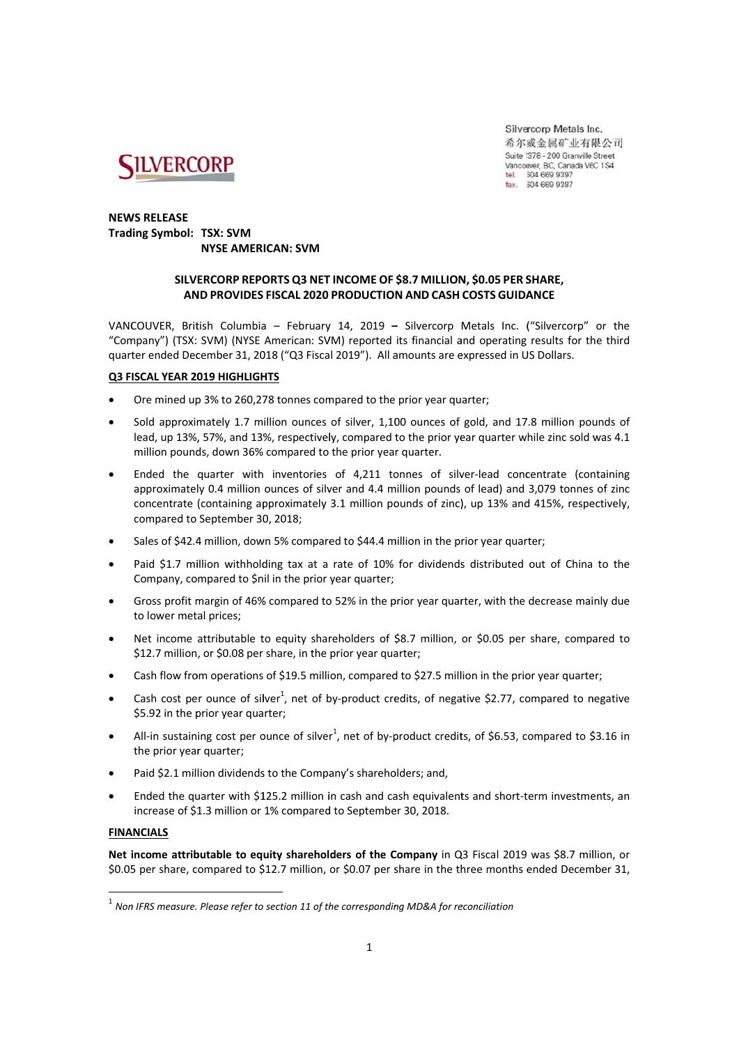Silvercorp Metals Inc.
希尔威金属矿业有限公司
Suite 1378 - 200 Granville Street
Vancouver, BC, Canada V6C 1S4
tel. 604 669 9397
fax. 604 669 9387

**NEWS RELEASE**
**Trading Symbol: TSX: SVM**
**NYSE AMERICAN: SVM**

**SILVERCORP REPORTS Q3 NET INCOME OF $8.7 MILLION, $0.05 PER SHARE, AND PROVIDES FISCAL 2020 PRODUCTION AND CASH COSTS GUIDANCE**

VANCOUVER, British Columbia – February 14, 2019 – Silvercorp Metals Inc. ("Silvercorp" or the "Company") (TSX: SVM) (NYSE American: SVM) reported its financial and operating results for the third quarter ended December 31, 2018 ("Q3 Fiscal 2019"). All amounts are expressed in US Dollars.

**Q3 FISCAL YEAR 2019 HIGHLIGHTS**

- Ore mined up 3% to 260,278 tonnes compared to the prior year quarter;
- Sold approximately 1.7 million ounces of silver, 1,100 ounces of gold, and 17.8 million pounds of lead, up 13%, 57%, and 13%, respectively, compared to the prior year quarter while zinc sold was 4.1 million pounds, down 36% compared to the prior year quarter.
- Ended the quarter with inventories of 4,211 tonnes of silver-lead concentrate (containing approximately 0.4 million ounces of silver and 4.4 million pounds of lead) and 3,079 tonnes of zinc concentrate (containing approximately 3.1 million pounds of zinc), up 13% and 415%, respectively, compared to September 30, 2018;
- Sales of $42.4 million, down 5% compared to $44.4 million in the prior year quarter;
- Paid $1.7 million withholding tax at a rate of 10% for dividends distributed out of China to the Company, compared to $nil in the prior year quarter;
- Gross profit margin of 46% compared to 52% in the prior year quarter, with the decrease mainly due to lower metal prices;
- Net income attributable to equity shareholders of $8.7 million, or $0.05 per share, compared to $12.7 million, or $0.08 per share, in the prior year quarter;
- Cash flow from operations of $19.5 million, compared to $27.5 million in the prior year quarter;
- Cash cost per ounce of silver[1], net of by-product credits, of negative $2.77, compared to negative $5.92 in the prior year quarter;
- All-in sustaining cost per ounce of silver[1], net of by-product credits, of $6.53, compared to $3.16 in the prior year quarter;
- Paid $2.1 million dividends to the Company's shareholders; and,
- Ended the quarter with $125.2 million in cash and cash equivalents and short-term investments, an increase of $1.3 million or 1% compared to September 30, 2018.

**FINANCIALS**

**Net income attributable to equity shareholders of the Company** in Q3 Fiscal 2019 was $8.7 million, or $0.05 per share, compared to $12.7 million, or $0.07 per share in the three months ended December 31,

[1] *Non IFRS measure. Please refer to section 11 of the corresponding MD&A for reconciliation*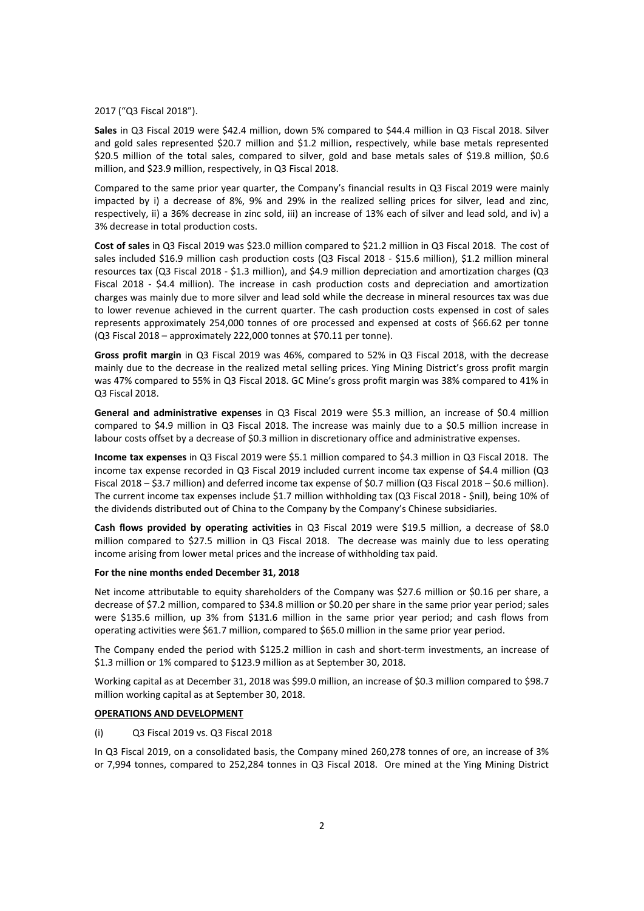2017 ("Q3 Fiscal 2018").

**Sales** in Q3 Fiscal 2019 were $42.4 million, down 5% compared to $44.4 million in Q3 Fiscal 2018. Silver and gold sales represented $20.7 million and $1.2 million, respectively, while base metals represented $20.5 million of the total sales, compared to silver, gold and base metals sales of $19.8 million, $0.6 million, and $23.9 million, respectively, in Q3 Fiscal 2018.

Compared to the same prior year quarter, the Company's financial results in Q3 Fiscal 2019 were mainly impacted by i) a decrease of 8%, 9% and 29% in the realized selling prices for silver, lead and zinc, respectively, ii) a 36% decrease in zinc sold, iii) an increase of 13% each of silver and lead sold, and iv) a 3% decrease in total production costs.

**Cost of sales** in Q3 Fiscal 2019 was $23.0 million compared to $21.2 million in Q3 Fiscal 2018. The cost of sales included $16.9 million cash production costs (Q3 Fiscal 2018 - $15.6 million), $1.2 million mineral resources tax (Q3 Fiscal 2018 - $1.3 million), and $4.9 million depreciation and amortization charges (Q3 Fiscal 2018 - $4.4 million). The increase in cash production costs and depreciation and amortization charges was mainly due to more silver and lead sold while the decrease in mineral resources tax was due to lower revenue achieved in the current quarter. The cash production costs expensed in cost of sales represents approximately 254,000 tonnes of ore processed and expensed at costs of $66.62 per tonne (Q3 Fiscal 2018 – approximately 222,000 tonnes at $70.11 per tonne).

**Gross profit margin** in Q3 Fiscal 2019 was 46%, compared to 52% in Q3 Fiscal 2018, with the decrease mainly due to the decrease in the realized metal selling prices. Ying Mining District's gross profit margin was 47% compared to 55% in Q3 Fiscal 2018. GC Mine's gross profit margin was 38% compared to 41% in Q3 Fiscal 2018.

**General and administrative expenses** in Q3 Fiscal 2019 were $5.3 million, an increase of $0.4 million compared to $4.9 million in Q3 Fiscal 2018. The increase was mainly due to a $0.5 million increase in labour costs offset by a decrease of $0.3 million in discretionary office and administrative expenses.

**Income tax expenses** in Q3 Fiscal 2019 were $5.1 million compared to $4.3 million in Q3 Fiscal 2018. The income tax expense recorded in Q3 Fiscal 2019 included current income tax expense of $4.4 million (Q3 Fiscal 2018 – $3.7 million) and deferred income tax expense of $0.7 million (Q3 Fiscal 2018 – $0.6 million). The current income tax expenses include $1.7 million withholding tax (Q3 Fiscal 2018 - $nil), being 10% of the dividends distributed out of China to the Company by the Company's Chinese subsidiaries.

**Cash flows provided by operating activities** in Q3 Fiscal 2019 were $19.5 million, a decrease of $8.0 million compared to $27.5 million in Q3 Fiscal 2018. The decrease was mainly due to less operating income arising from lower metal prices and the increase of withholding tax paid.

**For the nine months ended December 31, 2018**

Net income attributable to equity shareholders of the Company was $27.6 million or $0.16 per share, a decrease of $7.2 million, compared to $34.8 million or $0.20 per share in the same prior year period; sales were $135.6 million, up 3% from $131.6 million in the same prior year period; and cash flows from operating activities were $61.7 million, compared to $65.0 million in the same prior year period.

The Company ended the period with $125.2 million in cash and short-term investments, an increase of $1.3 million or 1% compared to $123.9 million as at September 30, 2018.

Working capital as at December 31, 2018 was $99.0 million, an increase of $0.3 million compared to $98.7 million working capital as at September 30, 2018.

**OPERATIONS AND DEVELOPMENT**

(i) Q3 Fiscal 2019 vs. Q3 Fiscal 2018

In Q3 Fiscal 2019, on a consolidated basis, the Company mined 260,278 tonnes of ore, an increase of 3% or 7,994 tonnes, compared to 252,284 tonnes in Q3 Fiscal 2018. Ore mined at the Ying Mining District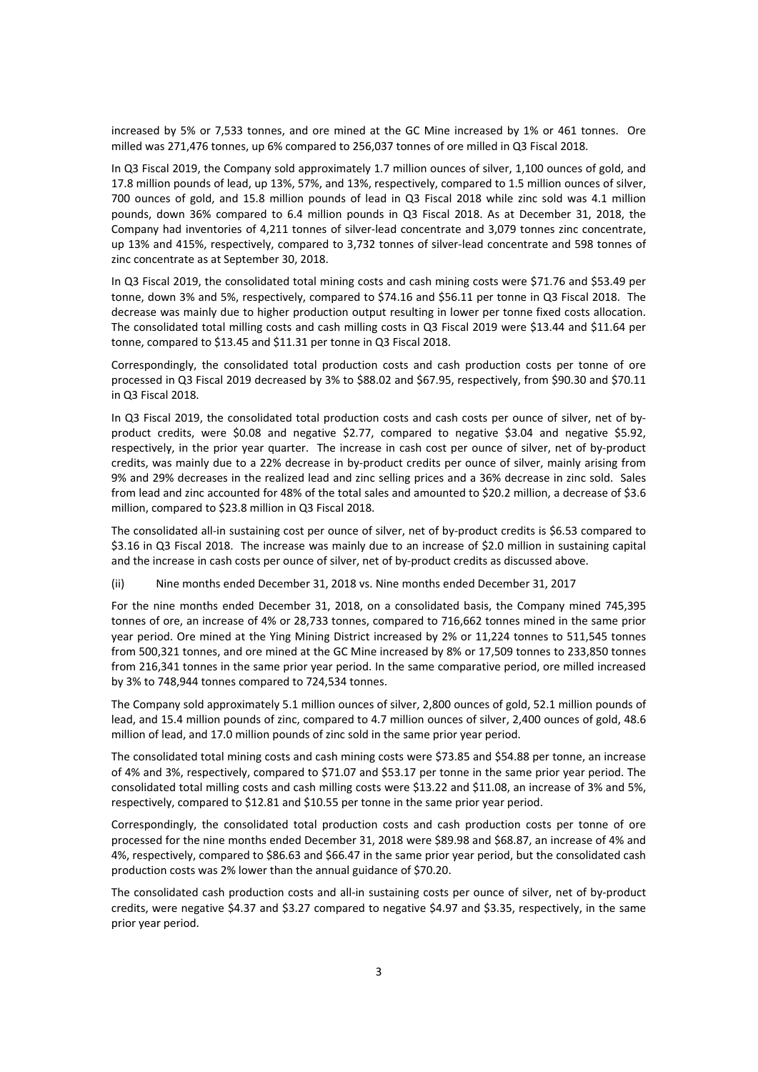increased by 5% or 7,533 tonnes, and ore mined at the GC Mine increased by 1% or 461 tonnes. Ore milled was 271,476 tonnes, up 6% compared to 256,037 tonnes of ore milled in Q3 Fiscal 2018.

In Q3 Fiscal 2019, the Company sold approximately 1.7 million ounces of silver, 1,100 ounces of gold, and 17.8 million pounds of lead, up 13%, 57%, and 13%, respectively, compared to 1.5 million ounces of silver, 700 ounces of gold, and 15.8 million pounds of lead in Q3 Fiscal 2018 while zinc sold was 4.1 million pounds, down 36% compared to 6.4 million pounds in Q3 Fiscal 2018. As at December 31, 2018, the Company had inventories of 4,211 tonnes of silver-lead concentrate and 3,079 tonnes zinc concentrate, up 13% and 415%, respectively, compared to 3,732 tonnes of silver-lead concentrate and 598 tonnes of zinc concentrate as at September 30, 2018.

In Q3 Fiscal 2019, the consolidated total mining costs and cash mining costs were $71.76 and $53.49 per tonne, down 3% and 5%, respectively, compared to $74.16 and $56.11 per tonne in Q3 Fiscal 2018. The decrease was mainly due to higher production output resulting in lower per tonne fixed costs allocation. The consolidated total milling costs and cash milling costs in Q3 Fiscal 2019 were $13.44 and $11.64 per tonne, compared to $13.45 and $11.31 per tonne in Q3 Fiscal 2018.

Correspondingly, the consolidated total production costs and cash production costs per tonne of ore processed in Q3 Fiscal 2019 decreased by 3% to $88.02 and $67.95, respectively, from $90.30 and $70.11 in Q3 Fiscal 2018.

In Q3 Fiscal 2019, the consolidated total production costs and cash costs per ounce of silver, net of by-product credits, were $0.08 and negative $2.77, compared to negative $3.04 and negative $5.92, respectively, in the prior year quarter. The increase in cash cost per ounce of silver, net of by-product credits, was mainly due to a 22% decrease in by-product credits per ounce of silver, mainly arising from 9% and 29% decreases in the realized lead and zinc selling prices and a 36% decrease in zinc sold. Sales from lead and zinc accounted for 48% of the total sales and amounted to $20.2 million, a decrease of $3.6 million, compared to $23.8 million in Q3 Fiscal 2018.

The consolidated all-in sustaining cost per ounce of silver, net of by-product credits is $6.53 compared to $3.16 in Q3 Fiscal 2018. The increase was mainly due to an increase of $2.0 million in sustaining capital and the increase in cash costs per ounce of silver, net of by-product credits as discussed above.

(ii) Nine months ended December 31, 2018 vs. Nine months ended December 31, 2017

For the nine months ended December 31, 2018, on a consolidated basis, the Company mined 745,395 tonnes of ore, an increase of 4% or 28,733 tonnes, compared to 716,662 tonnes mined in the same prior year period. Ore mined at the Ying Mining District increased by 2% or 11,224 tonnes to 511,545 tonnes from 500,321 tonnes, and ore mined at the GC Mine increased by 8% or 17,509 tonnes to 233,850 tonnes from 216,341 tonnes in the same prior year period. In the same comparative period, ore milled increased by 3% to 748,944 tonnes compared to 724,534 tonnes.

The Company sold approximately 5.1 million ounces of silver, 2,800 ounces of gold, 52.1 million pounds of lead, and 15.4 million pounds of zinc, compared to 4.7 million ounces of silver, 2,400 ounces of gold, 48.6 million of lead, and 17.0 million pounds of zinc sold in the same prior year period.

The consolidated total mining costs and cash mining costs were $73.85 and $54.88 per tonne, an increase of 4% and 3%, respectively, compared to $71.07 and $53.17 per tonne in the same prior year period. The consolidated total milling costs and cash milling costs were $13.22 and $11.08, an increase of 3% and 5%, respectively, compared to $12.81 and $10.55 per tonne in the same prior year period.

Correspondingly, the consolidated total production costs and cash production costs per tonne of ore processed for the nine months ended December 31, 2018 were $89.98 and $68.87, an increase of 4% and 4%, respectively, compared to $86.63 and $66.47 in the same prior year period, but the consolidated cash production costs was 2% lower than the annual guidance of $70.20.

The consolidated cash production costs and all-in sustaining costs per ounce of silver, net of by-product credits, were negative $4.37 and $3.27 compared to negative $4.97 and $3.35, respectively, in the same prior year period.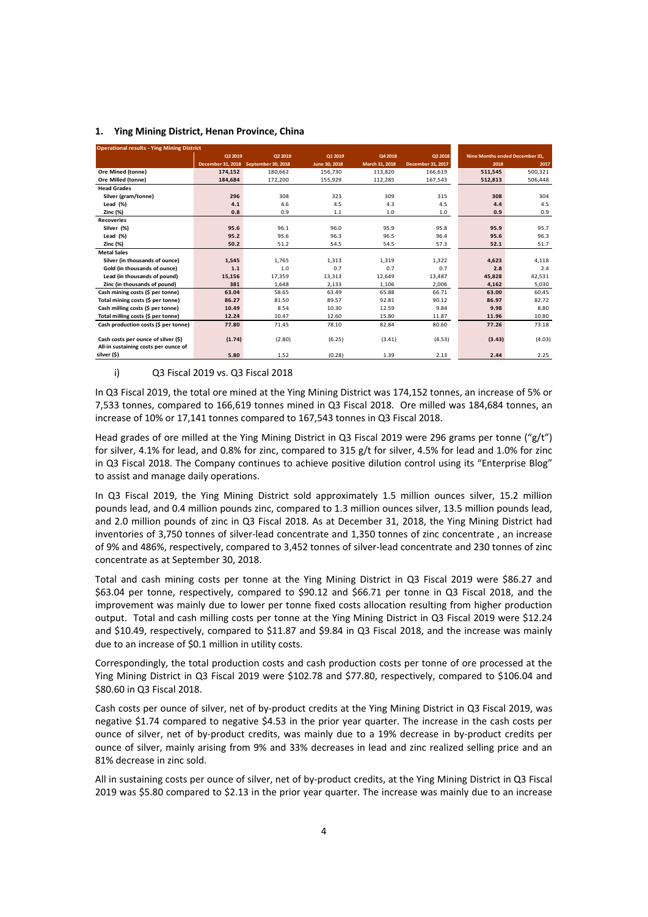## 1. Ying Mining District, Henan Province, China

| Operational results - Ying Mining District | Q3 2019 | Q2 2019 | Q1 2019 | Q4 2018 | Q3 2018 | Nine Months ended December 31, | |
|---|---|---|---|---|---|---|---|
| | December 31, 2018 | September 30, 2018 | June 30, 2018 | March 31, 2018 | December 31, 2017 | 2018 | 2017 |
| **Ore Mined (tonne)** | **174,152** | 180,662 | 156,730 | 113,820 | 166,619 | **511,545** | 500,321 |
| **Ore Milled (tonne)** | **184,684** | 172,200 | 155,929 | 112,285 | 167,543 | **512,813** | 506,448 |
| **Head Grades** | | | | | | | |
| Silver (gram/tonne) | **296** | 308 | 323 | 309 | 315 | **308** | 304 |
| Lead (%) | **4.1** | 4.6 | 4.5 | 4.3 | 4.5 | **4.4** | 4.5 |
| Zinc (%) | **0.8** | 0.9 | 1.1 | 1.0 | 1.0 | **0.9** | 0.9 |
| **Recoveries** | | | | | | | |
| Silver (%) | **95.6** | 96.1 | 96.0 | 95.9 | 95.8 | **95.9** | 95.7 |
| Lead (%) | **95.2** | 95.6 | 96.3 | 96.5 | 96.4 | **95.6** | 96.3 |
| Zinc (%) | **50.2** | 51.2 | 54.5 | 54.5 | 57.3 | **52.1** | 51.7 |
| **Metal Sales** | | | | | | | |
| Silver (in thousands of ounce) | **1,545** | 1,765 | 1,313 | 1,319 | 1,322 | **4,623** | 4,118 |
| Gold (in thousands of ounce) | **1.1** | 1.0 | 0.7 | 0.7 | 0.7 | **2.8** | 2.4 |
| Lead (in thousands of pound) | **15,156** | 17,359 | 13,313 | 12,649 | 13,487 | **45,828** | 42,531 |
| Zinc (in thousands of pound) | **381** | 1,648 | 2,133 | 1,106 | 2,006 | **4,162** | 5,030 |
| **Cash mining costs ($ per tonne)** | **63.04** | 58.65 | 63.49 | 65.88 | 66.71 | **63.00** | 60.45 |
| **Total mining costs ($ per tonne)** | **86.27** | 81.50 | 89.57 | 92.81 | 90.12 | **86.97** | 82.72 |
| **Cash milling costs ($ per tonne)** | **10.49** | 8.54 | 10.30 | 12.59 | 9.84 | **9.98** | 8.80 |
| **Total milling costs ($ per tonne)** | **12.24** | 10.47 | 12.60 | 15.80 | 11.87 | **11.96** | 10.80 |
| **Cash production costs ($ per tonne)** | **77.80** | 71.45 | 78.10 | 82.84 | 80.60 | **77.26** | 73.18 |
| **Cash costs per ounce of silver ($)** | **(1.74)** | (2.80) | (6.25) | (3.41) | (4.53) | **(3.43)** | (4.03) |
| **All-in sustaining costs per ounce of silver ($)** | **5.80** | 1.52 | (0.28) | 1.39 | 2.13 | **2.44** | 2.25 |

i) Q3 Fiscal 2019 vs. Q3 Fiscal 2018

In Q3 Fiscal 2019, the total ore mined at the Ying Mining District was 174,152 tonnes, an increase of 5% or 7,533 tonnes, compared to 166,619 tonnes mined in Q3 Fiscal 2018. Ore milled was 184,684 tonnes, an increase of 10% or 17,141 tonnes compared to 167,543 tonnes in Q3 Fiscal 2018.

Head grades of ore milled at the Ying Mining District in Q3 Fiscal 2019 were 296 grams per tonne ("g/t") for silver, 4.1% for lead, and 0.8% for zinc, compared to 315 g/t for silver, 4.5% for lead and 1.0% for zinc in Q3 Fiscal 2018. The Company continues to achieve positive dilution control using its "Enterprise Blog" to assist and manage daily operations.

In Q3 Fiscal 2019, the Ying Mining District sold approximately 1.5 million ounces silver, 15.2 million pounds lead, and 0.4 million pounds zinc, compared to 1.3 million ounces silver, 13.5 million pounds lead, and 2.0 million pounds of zinc in Q3 Fiscal 2018. As at December 31, 2018, the Ying Mining District had inventories of 3,750 tonnes of silver-lead concentrate and 1,350 tonnes of zinc concentrate , an increase of 9% and 486%, respectively, compared to 3,452 tonnes of silver-lead concentrate and 230 tonnes of zinc concentrate as at September 30, 2018.

Total and cash mining costs per tonne at the Ying Mining District in Q3 Fiscal 2019 were $86.27 and $63.04 per tonne, respectively, compared to $90.12 and $66.71 per tonne in Q3 Fiscal 2018, and the improvement was mainly due to lower per tonne fixed costs allocation resulting from higher production output. Total and cash milling costs per tonne at the Ying Mining District in Q3 Fiscal 2019 were $12.24 and $10.49, respectively, compared to $11.87 and $9.84 in Q3 Fiscal 2018, and the increase was mainly due to an increase of $0.1 million in utility costs.

Correspondingly, the total production costs and cash production costs per tonne of ore processed at the Ying Mining District in Q3 Fiscal 2019 were $102.78 and $77.80, respectively, compared to $106.04 and $80.60 in Q3 Fiscal 2018.

Cash costs per ounce of silver, net of by-product credits at the Ying Mining District in Q3 Fiscal 2019, was negative $1.74 compared to negative $4.53 in the prior year quarter. The increase in the cash costs per ounce of silver, net of by-product credits, was mainly due to a 19% decrease in by-product credits per ounce of silver, mainly arising from 9% and 33% decreases in lead and zinc realized selling price and an 81% decrease in zinc sold.

All in sustaining costs per ounce of silver, net of by-product credits, at the Ying Mining District in Q3 Fiscal 2019 was $5.80 compared to $2.13 in the prior year quarter. The increase was mainly due to an increase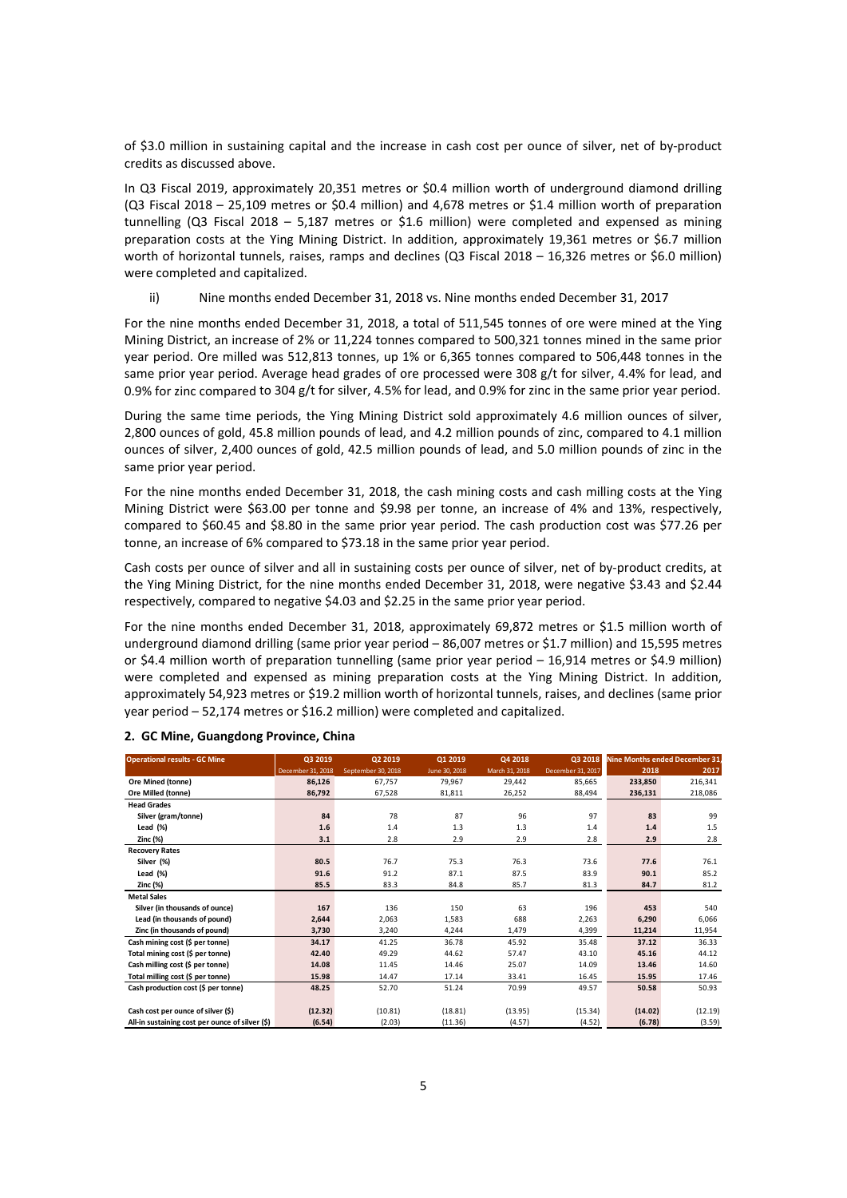of $3.0 million in sustaining capital and the increase in cash cost per ounce of silver, net of by-product credits as discussed above.

In Q3 Fiscal 2019, approximately 20,351 metres or $0.4 million worth of underground diamond drilling (Q3 Fiscal 2018 – 25,109 metres or $0.4 million) and 4,678 metres or $1.4 million worth of preparation tunnelling (Q3 Fiscal 2018 – 5,187 metres or $1.6 million) were completed and expensed as mining preparation costs at the Ying Mining District. In addition, approximately 19,361 metres or $6.7 million worth of horizontal tunnels, raises, ramps and declines (Q3 Fiscal 2018 – 16,326 metres or $6.0 million) were completed and capitalized.

ii) Nine months ended December 31, 2018 vs. Nine months ended December 31, 2017

For the nine months ended December 31, 2018, a total of 511,545 tonnes of ore were mined at the Ying Mining District, an increase of 2% or 11,224 tonnes compared to 500,321 tonnes mined in the same prior year period. Ore milled was 512,813 tonnes, up 1% or 6,365 tonnes compared to 506,448 tonnes in the same prior year period. Average head grades of ore processed were 308 g/t for silver, 4.4% for lead, and 0.9% for zinc compared to 304 g/t for silver, 4.5% for lead, and 0.9% for zinc in the same prior year period.

During the same time periods, the Ying Mining District sold approximately 4.6 million ounces of silver, 2,800 ounces of gold, 45.8 million pounds of lead, and 4.2 million pounds of zinc, compared to 4.1 million ounces of silver, 2,400 ounces of gold, 42.5 million pounds of lead, and 5.0 million pounds of zinc in the same prior year period.

For the nine months ended December 31, 2018, the cash mining costs and cash milling costs at the Ying Mining District were $63.00 per tonne and $9.98 per tonne, an increase of 4% and 13%, respectively, compared to $60.45 and $8.80 in the same prior year period. The cash production cost was $77.26 per tonne, an increase of 6% compared to $73.18 in the same prior year period.

Cash costs per ounce of silver and all in sustaining costs per ounce of silver, net of by-product credits, at the Ying Mining District, for the nine months ended December 31, 2018, were negative $3.43 and $2.44 respectively, compared to negative $4.03 and $2.25 in the same prior year period.

For the nine months ended December 31, 2018, approximately 69,872 metres or $1.5 million worth of underground diamond drilling (same prior year period – 86,007 metres or $1.7 million) and 15,595 metres or $4.4 million worth of preparation tunnelling (same prior year period – 16,914 metres or $4.9 million) were completed and expensed as mining preparation costs at the Ying Mining District. In addition, approximately 54,923 metres or $19.2 million worth of horizontal tunnels, raises, and declines (same prior year period – 52,174 metres or $16.2 million) were completed and capitalized.

## 2. GC Mine, Guangdong Province, China

| Operational results - GC Mine | Q3 2019 | Q2 2019 | Q1 2019 | Q4 2018 | Q3 2018 | Nine Months ended December 31, | |
|---|---|---|---|---|---|---|---|
| | December 31, 2018 | September 30, 2018 | June 30, 2018 | March 31, 2018 | December 31, 2017 | 2018 | 2017 |
| **Ore Mined (tonne)** | **86,126** | 67,757 | 79,967 | 29,442 | 85,665 | **233,850** | 216,341 |
| **Ore Milled (tonne)** | **86,792** | 67,528 | 81,811 | 26,252 | 88,494 | **236,131** | 218,086 |
| **Head Grades** | | | | | | | |
| Silver (gram/tonne) | **84** | 78 | 87 | 96 | 97 | **83** | 99 |
| Lead (%) | **1.6** | 1.4 | 1.3 | 1.3 | 1.4 | **1.4** | 1.5 |
| Zinc (%) | **3.1** | 2.8 | 2.9 | 2.9 | 2.8 | **2.9** | 2.8 |
| **Recovery Rates** | | | | | | | |
| Silver (%) | **80.5** | 76.7 | 75.3 | 76.3 | 73.6 | **77.6** | 76.1 |
| Lead (%) | **91.6** | 91.2 | 87.1 | 87.5 | 83.9 | **90.1** | 85.2 |
| Zinc (%) | **85.5** | 83.3 | 84.8 | 85.7 | 81.3 | **84.7** | 81.2 |
| **Metal Sales** | | | | | | | |
| Silver (in thousands of ounce) | **167** | 136 | 150 | 63 | 196 | **453** | 540 |
| Lead (in thousands of pound) | **2,644** | 2,063 | 1,583 | 688 | 2,263 | **6,290** | 6,066 |
| Zinc (in thousands of pound) | **3,730** | 3,240 | 4,244 | 1,479 | 4,399 | **11,214** | 11,954 |
| **Cash mining cost ($ per tonne)** | **34.17** | 41.25 | 36.78 | 45.92 | 35.48 | **37.12** | 36.33 |
| **Total mining cost ($ per tonne)** | **42.40** | 49.29 | 44.62 | 57.47 | 43.10 | **45.16** | 44.12 |
| **Cash milling cost ($ per tonne)** | **14.08** | 11.45 | 14.46 | 25.07 | 14.09 | **13.46** | 14.60 |
| **Total milling cost ($ per tonne)** | **15.98** | 14.47 | 17.14 | 33.41 | 16.45 | **15.95** | 17.46 |
| **Cash production cost ($ per tonne)** | **48.25** | 52.70 | 51.24 | 70.99 | 49.57 | **50.58** | 50.93 |
| **Cash cost per ounce of silver ($)** | **(12.32)** | (10.81) | (18.81) | (13.95) | (15.34) | **(14.02)** | (12.19) |
| **All-in sustaining cost per ounce of silver ($)** | **(6.54)** | (2.03) | (11.36) | (4.57) | (4.52) | **(6.78)** | (3.59) |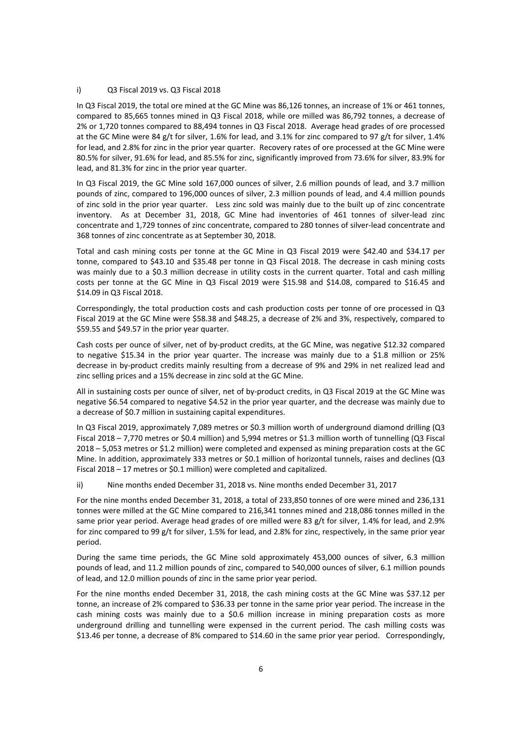i) Q3 Fiscal 2019 vs. Q3 Fiscal 2018

In Q3 Fiscal 2019, the total ore mined at the GC Mine was 86,126 tonnes, an increase of 1% or 461 tonnes, compared to 85,665 tonnes mined in Q3 Fiscal 2018, while ore milled was 86,792 tonnes, a decrease of 2% or 1,720 tonnes compared to 88,494 tonnes in Q3 Fiscal 2018. Average head grades of ore processed at the GC Mine were 84 g/t for silver, 1.6% for lead, and 3.1% for zinc compared to 97 g/t for silver, 1.4% for lead, and 2.8% for zinc in the prior year quarter. Recovery rates of ore processed at the GC Mine were 80.5% for silver, 91.6% for lead, and 85.5% for zinc, significantly improved from 73.6% for silver, 83.9% for lead, and 81.3% for zinc in the prior year quarter.

In Q3 Fiscal 2019, the GC Mine sold 167,000 ounces of silver, 2.6 million pounds of lead, and 3.7 million pounds of zinc, compared to 196,000 ounces of silver, 2.3 million pounds of lead, and 4.4 million pounds of zinc sold in the prior year quarter. Less zinc sold was mainly due to the built up of zinc concentrate inventory. As at December 31, 2018, GC Mine had inventories of 461 tonnes of silver-lead zinc concentrate and 1,729 tonnes of zinc concentrate, compared to 280 tonnes of silver-lead concentrate and 368 tonnes of zinc concentrate as at September 30, 2018.

Total and cash mining costs per tonne at the GC Mine in Q3 Fiscal 2019 were $42.40 and $34.17 per tonne, compared to $43.10 and $35.48 per tonne in Q3 Fiscal 2018. The decrease in cash mining costs was mainly due to a $0.3 million decrease in utility costs in the current quarter. Total and cash milling costs per tonne at the GC Mine in Q3 Fiscal 2019 were $15.98 and $14.08, compared to $16.45 and $14.09 in Q3 Fiscal 2018.

Correspondingly, the total production costs and cash production costs per tonne of ore processed in Q3 Fiscal 2019 at the GC Mine were $58.38 and $48.25, a decrease of 2% and 3%, respectively, compared to $59.55 and $49.57 in the prior year quarter.

Cash costs per ounce of silver, net of by-product credits, at the GC Mine, was negative $12.32 compared to negative $15.34 in the prior year quarter. The increase was mainly due to a $1.8 million or 25% decrease in by-product credits mainly resulting from a decrease of 9% and 29% in net realized lead and zinc selling prices and a 15% decrease in zinc sold at the GC Mine.

All in sustaining costs per ounce of silver, net of by-product credits, in Q3 Fiscal 2019 at the GC Mine was negative $6.54 compared to negative $4.52 in the prior year quarter, and the decrease was mainly due to a decrease of $0.7 million in sustaining capital expenditures.

In Q3 Fiscal 2019, approximately 7,089 metres or $0.3 million worth of underground diamond drilling (Q3 Fiscal 2018 – 7,770 metres or $0.4 million) and 5,994 metres or $1.3 million worth of tunnelling (Q3 Fiscal 2018 – 5,053 metres or $1.2 million) were completed and expensed as mining preparation costs at the GC Mine. In addition, approximately 333 metres or $0.1 million of horizontal tunnels, raises and declines (Q3 Fiscal 2018 – 17 metres or $0.1 million) were completed and capitalized.

ii) Nine months ended December 31, 2018 vs. Nine months ended December 31, 2017

For the nine months ended December 31, 2018, a total of 233,850 tonnes of ore were mined and 236,131 tonnes were milled at the GC Mine compared to 216,341 tonnes mined and 218,086 tonnes milled in the same prior year period. Average head grades of ore milled were 83 g/t for silver, 1.4% for lead, and 2.9% for zinc compared to 99 g/t for silver, 1.5% for lead, and 2.8% for zinc, respectively, in the same prior year period.

During the same time periods, the GC Mine sold approximately 453,000 ounces of silver, 6.3 million pounds of lead, and 11.2 million pounds of zinc, compared to 540,000 ounces of silver, 6.1 million pounds of lead, and 12.0 million pounds of zinc in the same prior year period.

For the nine months ended December 31, 2018, the cash mining costs at the GC Mine was $37.12 per tonne, an increase of 2% compared to $36.33 per tonne in the same prior year period. The increase in the cash mining costs was mainly due to a $0.6 million increase in mining preparation costs as more underground drilling and tunnelling were expensed in the current period. The cash milling costs was $13.46 per tonne, a decrease of 8% compared to $14.60 in the same prior year period. Correspondingly,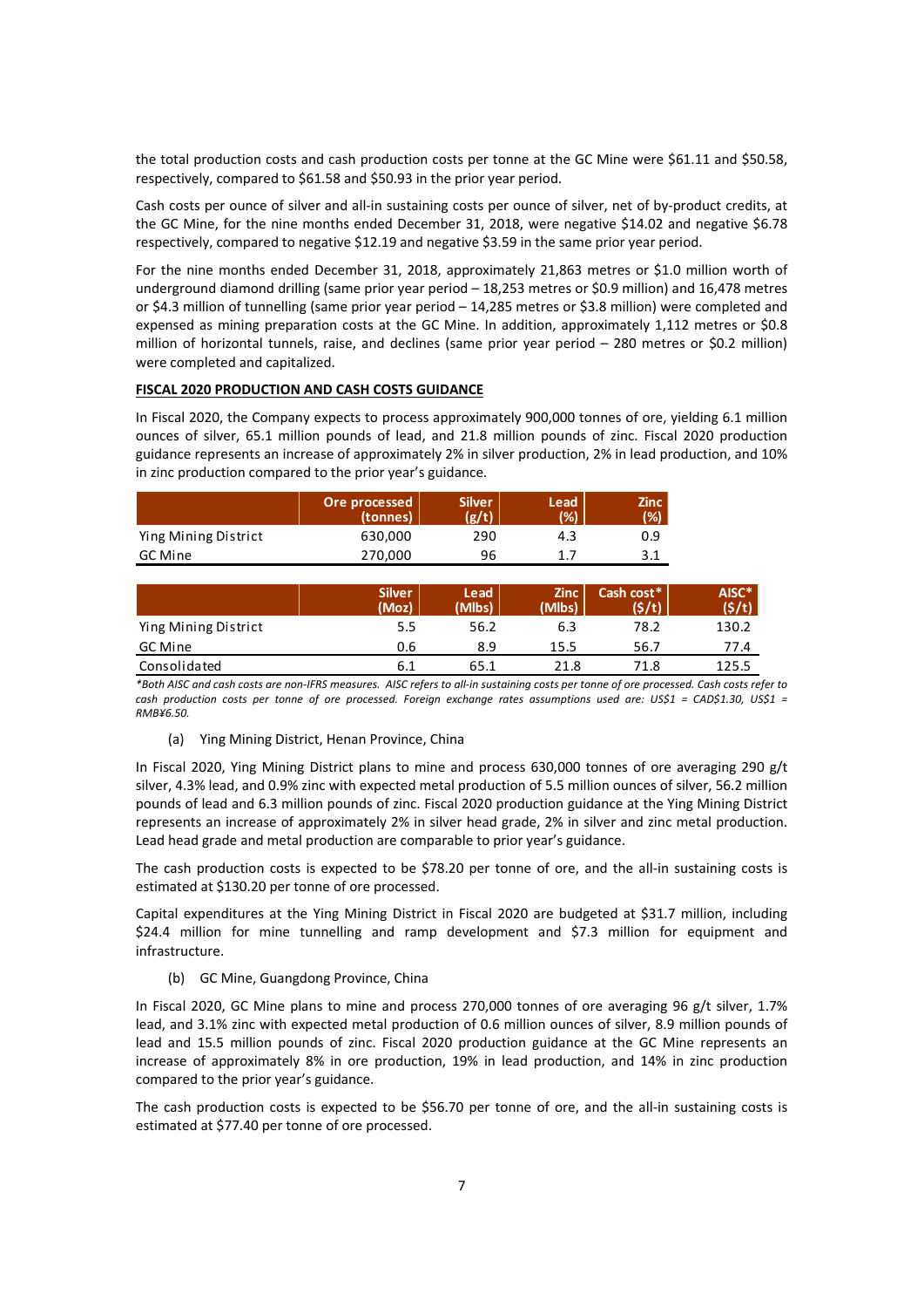the total production costs and cash production costs per tonne at the GC Mine were $61.11 and $50.58, respectively, compared to $61.58 and $50.93 in the prior year period.

Cash costs per ounce of silver and all-in sustaining costs per ounce of silver, net of by-product credits, at the GC Mine, for the nine months ended December 31, 2018, were negative $14.02 and negative $6.78 respectively, compared to negative $12.19 and negative $3.59 in the same prior year period.

For the nine months ended December 31, 2018, approximately 21,863 metres or $1.0 million worth of underground diamond drilling (same prior year period – 18,253 metres or $0.9 million) and 16,478 metres or $4.3 million of tunnelling (same prior year period – 14,285 metres or $3.8 million) were completed and expensed as mining preparation costs at the GC Mine. In addition, approximately 1,112 metres or $0.8 million of horizontal tunnels, raise, and declines (same prior year period – 280 metres or $0.2 million) were completed and capitalized.

**FISCAL 2020 PRODUCTION AND CASH COSTS GUIDANCE**

In Fiscal 2020, the Company expects to process approximately 900,000 tonnes of ore, yielding 6.1 million ounces of silver, 65.1 million pounds of lead, and 21.8 million pounds of zinc. Fiscal 2020 production guidance represents an increase of approximately 2% in silver production, 2% in lead production, and 10% in zinc production compared to the prior year's guidance.

| | Ore processed (tonnes) | Silver (g/t) | Lead (%) | Zinc (%) |
|---|---|---|---|---|
| Ying Mining District | 630,000 | 290 | 4.3 | 0.9 |
| GC Mine | 270,000 | 96 | 1.7 | 3.1 |

| | Silver (Moz) | Lead (Mlbs) | Zinc (Mlbs) | Cash cost* ($/t) | AISC* ($/t) |
|---|---|---|---|---|---|
| Ying Mining District | 5.5 | 56.2 | 6.3 | 78.2 | 130.2 |
| GC Mine | 0.6 | 8.9 | 15.5 | 56.7 | 77.4 |
| Consolidated | 6.1 | 65.1 | 21.8 | 71.8 | 125.5 |

*\*Both AISC and cash costs are non-IFRS measures. AISC refers to all-in sustaining costs per tonne of ore processed. Cash costs refer to cash production costs per tonne of ore processed. Foreign exchange rates assumptions used are: US$1 = CAD$1.30, US$1 = RMB¥6.50.*

(a) Ying Mining District, Henan Province, China

In Fiscal 2020, Ying Mining District plans to mine and process 630,000 tonnes of ore averaging 290 g/t silver, 4.3% lead, and 0.9% zinc with expected metal production of 5.5 million ounces of silver, 56.2 million pounds of lead and 6.3 million pounds of zinc. Fiscal 2020 production guidance at the Ying Mining District represents an increase of approximately 2% in silver head grade, 2% in silver and zinc metal production. Lead head grade and metal production are comparable to prior year's guidance.

The cash production costs is expected to be $78.20 per tonne of ore, and the all-in sustaining costs is estimated at $130.20 per tonne of ore processed.

Capital expenditures at the Ying Mining District in Fiscal 2020 are budgeted at $31.7 million, including $24.4 million for mine tunnelling and ramp development and $7.3 million for equipment and infrastructure.

(b) GC Mine, Guangdong Province, China

In Fiscal 2020, GC Mine plans to mine and process 270,000 tonnes of ore averaging 96 g/t silver, 1.7% lead, and 3.1% zinc with expected metal production of 0.6 million ounces of silver, 8.9 million pounds of lead and 15.5 million pounds of zinc. Fiscal 2020 production guidance at the GC Mine represents an increase of approximately 8% in ore production, 19% in lead production, and 14% in zinc production compared to the prior year's guidance.

The cash production costs is expected to be $56.70 per tonne of ore, and the all-in sustaining costs is estimated at $77.40 per tonne of ore processed.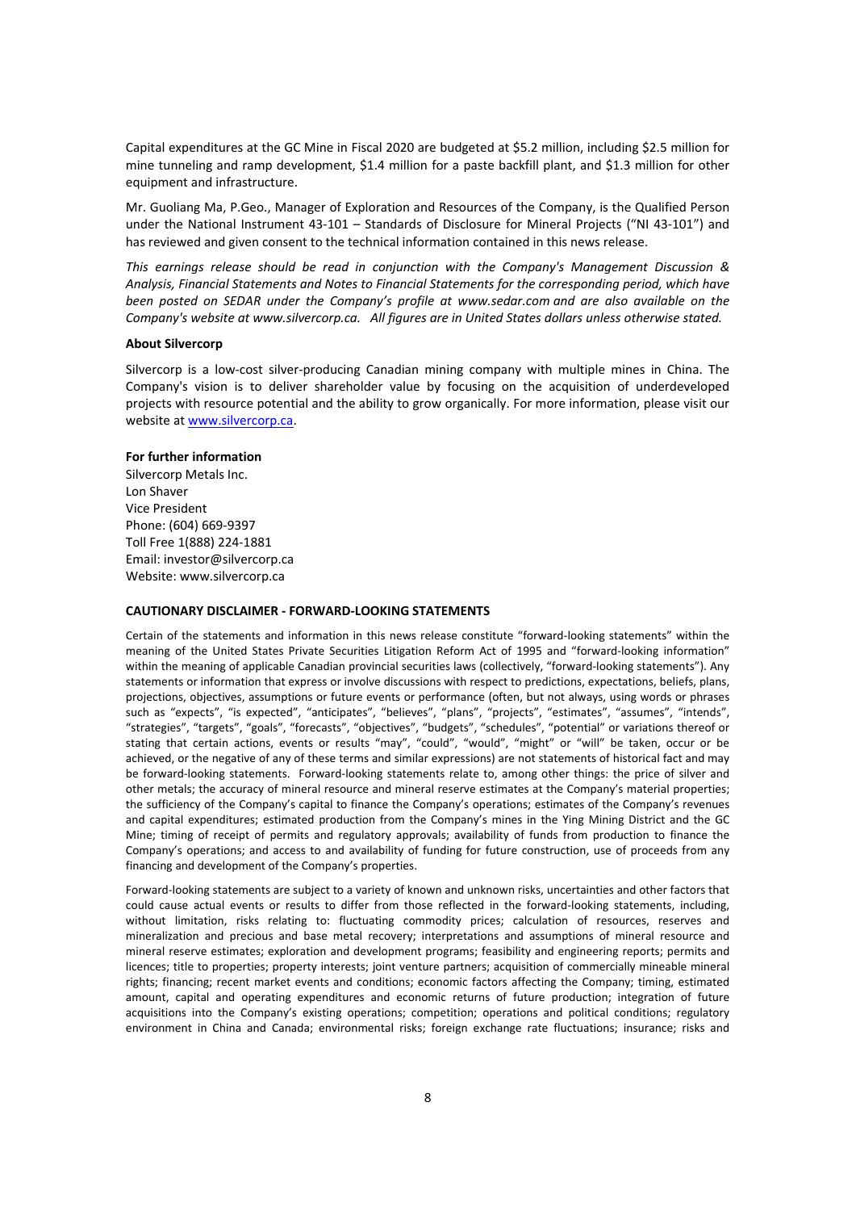Capital expenditures at the GC Mine in Fiscal 2020 are budgeted at $5.2 million, including $2.5 million for mine tunneling and ramp development, $1.4 million for a paste backfill plant, and $1.3 million for other equipment and infrastructure.

Mr. Guoliang Ma, P.Geo., Manager of Exploration and Resources of the Company, is the Qualified Person under the National Instrument 43-101 – Standards of Disclosure for Mineral Projects ("NI 43-101") and has reviewed and given consent to the technical information contained in this news release.

*This earnings release should be read in conjunction with the Company's Management Discussion & Analysis, Financial Statements and Notes to Financial Statements for the corresponding period, which have been posted on SEDAR under the Company's profile at www.sedar.com and are also available on the Company's website at www.silvercorp.ca. All figures are in United States dollars unless otherwise stated.*

**About Silvercorp**

Silvercorp is a low-cost silver-producing Canadian mining company with multiple mines in China. The Company's vision is to deliver shareholder value by focusing on the acquisition of underdeveloped projects with resource potential and the ability to grow organically. For more information, please visit our website at www.silvercorp.ca.

**For further information**

Silvercorp Metals Inc.
Lon Shaver
Vice President
Phone: (604) 669-9397
Toll Free 1(888) 224-1881
Email: investor@silvercorp.ca
Website: www.silvercorp.ca

**CAUTIONARY DISCLAIMER - FORWARD-LOOKING STATEMENTS**

Certain of the statements and information in this news release constitute "forward-looking statements" within the meaning of the United States Private Securities Litigation Reform Act of 1995 and "forward-looking information" within the meaning of applicable Canadian provincial securities laws (collectively, "forward-looking statements"). Any statements or information that express or involve discussions with respect to predictions, expectations, beliefs, plans, projections, objectives, assumptions or future events or performance (often, but not always, using words or phrases such as "expects", "is expected", "anticipates", "believes", "plans", "projects", "estimates", "assumes", "intends", "strategies", "targets", "goals", "forecasts", "objectives", "budgets", "schedules", "potential" or variations thereof or stating that certain actions, events or results "may", "could", "would", "might" or "will" be taken, occur or be achieved, or the negative of any of these terms and similar expressions) are not statements of historical fact and may be forward-looking statements. Forward-looking statements relate to, among other things: the price of silver and other metals; the accuracy of mineral resource and mineral reserve estimates at the Company's material properties; the sufficiency of the Company's capital to finance the Company's operations; estimates of the Company's revenues and capital expenditures; estimated production from the Company's mines in the Ying Mining District and the GC Mine; timing of receipt of permits and regulatory approvals; availability of funds from production to finance the Company's operations; and access to and availability of funding for future construction, use of proceeds from any financing and development of the Company's properties.

Forward-looking statements are subject to a variety of known and unknown risks, uncertainties and other factors that could cause actual events or results to differ from those reflected in the forward-looking statements, including, without limitation, risks relating to: fluctuating commodity prices; calculation of resources, reserves and mineralization and precious and base metal recovery; interpretations and assumptions of mineral resource and mineral reserve estimates; exploration and development programs; feasibility and engineering reports; permits and licences; title to properties; property interests; joint venture partners; acquisition of commercially mineable mineral rights; financing; recent market events and conditions; economic factors affecting the Company; timing, estimated amount, capital and operating expenditures and economic returns of future production; integration of future acquisitions into the Company's existing operations; competition; operations and political conditions; regulatory environment in China and Canada; environmental risks; foreign exchange rate fluctuations; insurance; risks and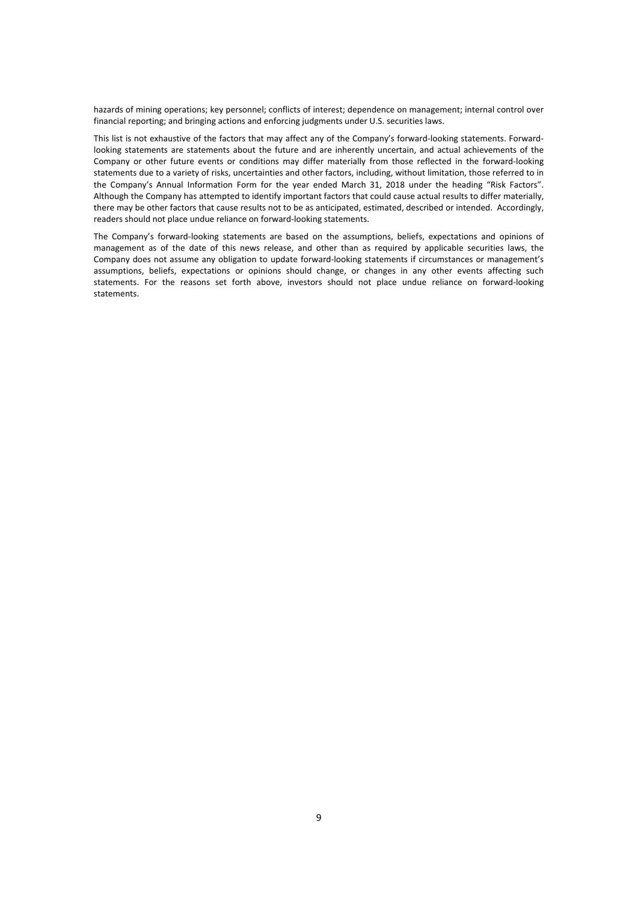hazards of mining operations; key personnel; conflicts of interest; dependence on management; internal control over financial reporting; and bringing actions and enforcing judgments under U.S. securities laws.

This list is not exhaustive of the factors that may affect any of the Company's forward-looking statements. Forward-looking statements are statements about the future and are inherently uncertain, and actual achievements of the Company or other future events or conditions may differ materially from those reflected in the forward-looking statements due to a variety of risks, uncertainties and other factors, including, without limitation, those referred to in the Company's Annual Information Form for the year ended March 31, 2018 under the heading "Risk Factors". Although the Company has attempted to identify important factors that could cause actual results to differ materially, there may be other factors that cause results not to be as anticipated, estimated, described or intended. Accordingly, readers should not place undue reliance on forward-looking statements.

The Company's forward-looking statements are based on the assumptions, beliefs, expectations and opinions of management as of the date of this news release, and other than as required by applicable securities laws, the Company does not assume any obligation to update forward-looking statements if circumstances or management's assumptions, beliefs, expectations or opinions should change, or changes in any other events affecting such statements. For the reasons set forth above, investors should not place undue reliance on forward-looking statements.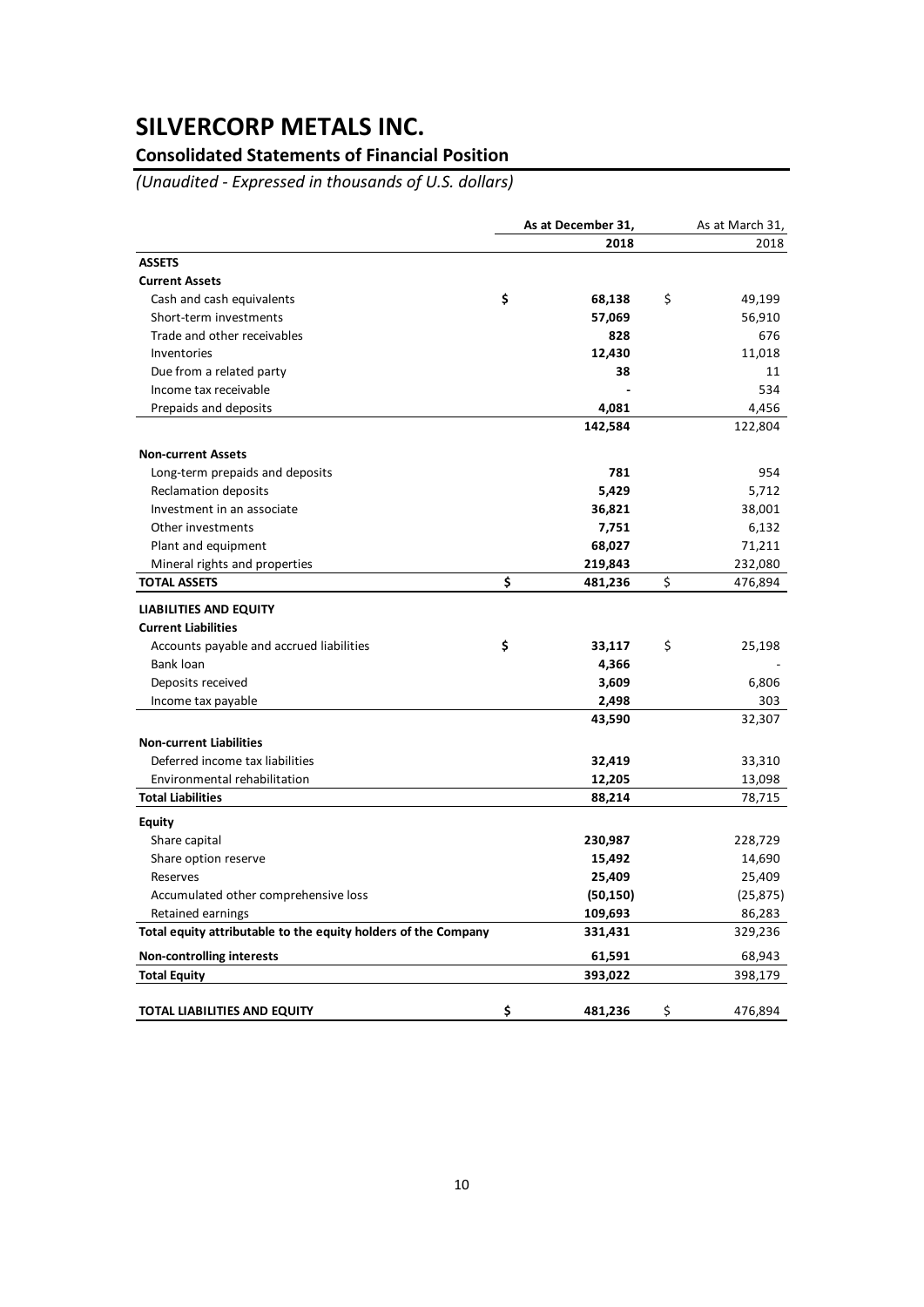# SILVERCORP METALS INC.

## Consolidated Statements of Financial Position

*(Unaudited - Expressed in thousands of U.S. dollars)*

| | As at December 31, 2018 | As at March 31, 2018 |
|---|---|---|
| **ASSETS** | | |
| **Current Assets** | | |
| Cash and cash equivalents | **$ 68,138** | $ 49,199 |
| Short-term investments | **57,069** | 56,910 |
| Trade and other receivables | **828** | 676 |
| Inventories | **12,430** | 11,018 |
| Due from a related party | **38** | 11 |
| Income tax receivable | **-** | 534 |
| Prepaids and deposits | **4,081** | 4,456 |
| | **142,584** | 122,804 |
| **Non-current Assets** | | |
| Long-term prepaids and deposits | **781** | 954 |
| Reclamation deposits | **5,429** | 5,712 |
| Investment in an associate | **36,821** | 38,001 |
| Other investments | **7,751** | 6,132 |
| Plant and equipment | **68,027** | 71,211 |
| Mineral rights and properties | **219,843** | 232,080 |
| **TOTAL ASSETS** | **$ 481,236** | $ 476,894 |
| **LIABILITIES AND EQUITY** | | |
| **Current Liabilities** | | |
| Accounts payable and accrued liabilities | **$ 33,117** | $ 25,198 |
| Bank loan | **4,366** | - |
| Deposits received | **3,609** | 6,806 |
| Income tax payable | **2,498** | 303 |
| | **43,590** | 32,307 |
| **Non-current Liabilities** | | |
| Deferred income tax liabilities | **32,419** | 33,310 |
| Environmental rehabilitation | **12,205** | 13,098 |
| **Total Liabilities** | **88,214** | 78,715 |
| **Equity** | | |
| Share capital | **230,987** | 228,729 |
| Share option reserve | **15,492** | 14,690 |
| Reserves | **25,409** | 25,409 |
| Accumulated other comprehensive loss | **(50,150)** | (25,875) |
| Retained earnings | **109,693** | 86,283 |
| **Total equity attributable to the equity holders of the Company** | **331,431** | 329,236 |
| **Non-controlling interests** | **61,591** | 68,943 |
| **Total Equity** | **393,022** | 398,179 |
| **TOTAL LIABILITIES AND EQUITY** | **$ 481,236** | $ 476,894 |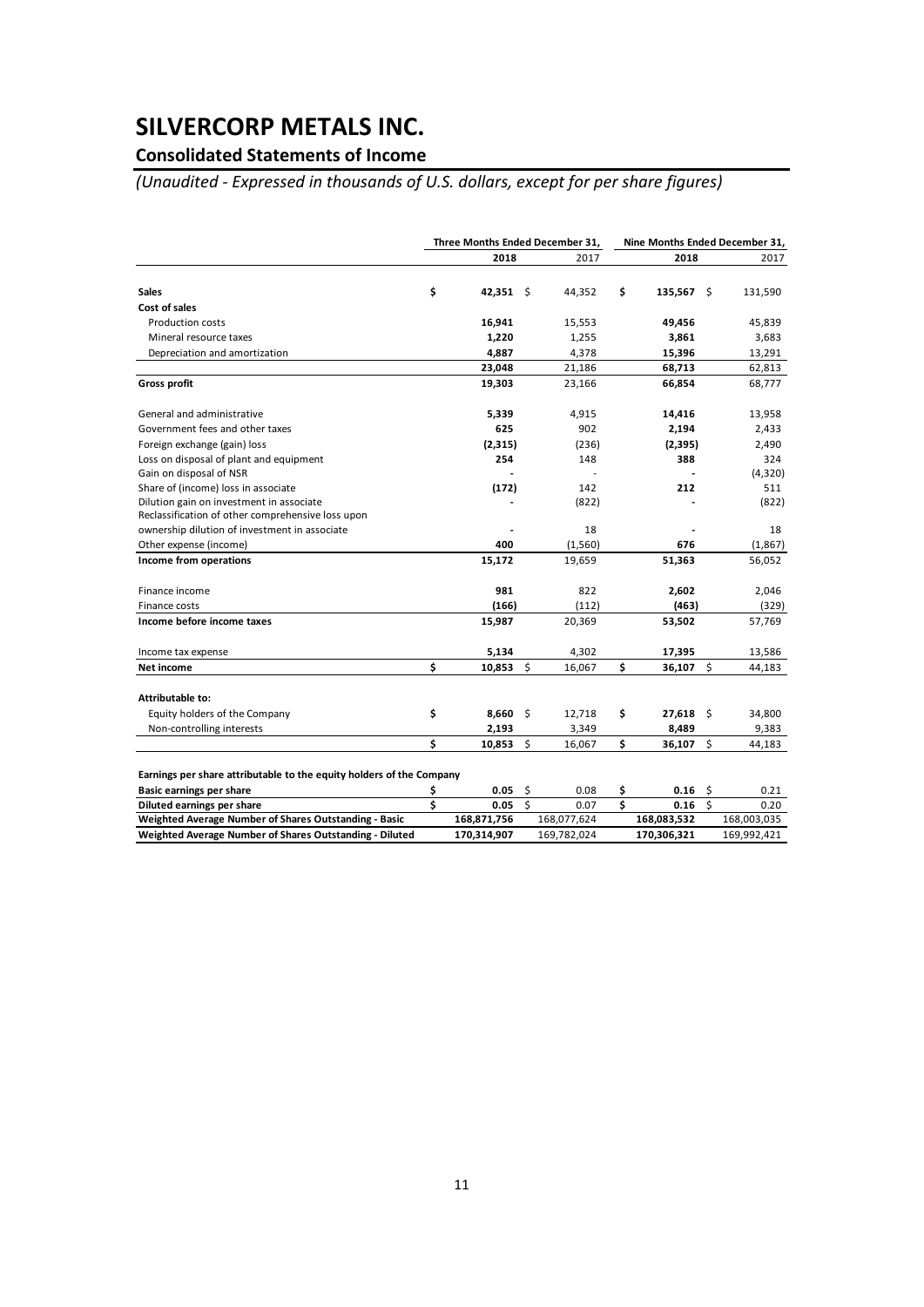# SILVERCORP METALS INC.

## Consolidated Statements of Income

*(Unaudited - Expressed in thousands of U.S. dollars, except for per share figures)*

| | Three Months Ended December 31, | | Nine Months Ended December 31, | |
|---|---|---|---|---|
| | **2018** | 2017 | **2018** | 2017 |
| **Sales** | **$ 42,351** | $ 44,352 | **$ 135,567** | $ 131,590 |
| **Cost of sales** | | | | |
| Production costs | **16,941** | 15,553 | **49,456** | 45,839 |
| Mineral resource taxes | **1,220** | 1,255 | **3,861** | 3,683 |
| Depreciation and amortization | **4,887** | 4,378 | **15,396** | 13,291 |
| | **23,048** | 21,186 | **68,713** | 62,813 |
| **Gross profit** | **19,303** | 23,166 | **66,854** | 68,777 |
| General and administrative | **5,339** | 4,915 | **14,416** | 13,958 |
| Government fees and other taxes | **625** | 902 | **2,194** | 2,433 |
| Foreign exchange (gain) loss | **(2,315)** | (236) | **(2,395)** | 2,490 |
| Loss on disposal of plant and equipment | **254** | 148 | **388** | 324 |
| Gain on disposal of NSR | **-** | - | **-** | (4,320) |
| Share of (income) loss in associate | **(172)** | 142 | **212** | 511 |
| Dilution gain on investment in associate | **-** | (822) | **-** | (822) |
| Reclassification of other comprehensive loss upon ownership dilution of investment in associate | **-** | 18 | **-** | 18 |
| Other expense (income) | **400** | (1,560) | **676** | (1,867) |
| **Income from operations** | **15,172** | 19,659 | **51,363** | 56,052 |
| Finance income | **981** | 822 | **2,602** | 2,046 |
| Finance costs | **(166)** | (112) | **(463)** | (329) |
| **Income before income taxes** | **15,987** | 20,369 | **53,502** | 57,769 |
| Income tax expense | **5,134** | 4,302 | **17,395** | 13,586 |
| **Net income** | **$ 10,853** | $ 16,067 | **$ 36,107** | $ 44,183 |
| **Attributable to:** | | | | |
| Equity holders of the Company | **$ 8,660** | $ 12,718 | **$ 27,618** | $ 34,800 |
| Non-controlling interests | **2,193** | 3,349 | **8,489** | 9,383 |
| | **$ 10,853** | $ 16,067 | **$ 36,107** | $ 44,183 |
| **Earnings per share attributable to the equity holders of the Company** | | | | |
| **Basic earnings per share** | **$ 0.05** | $ 0.08 | **$ 0.16** | $ 0.21 |
| **Diluted earnings per share** | **$ 0.05** | $ 0.07 | **$ 0.16** | $ 0.20 |
| **Weighted Average Number of Shares Outstanding - Basic** | **168,871,756** | 168,077,624 | **168,083,532** | 168,003,035 |
| **Weighted Average Number of Shares Outstanding - Diluted** | **170,314,907** | 169,782,024 | **170,306,321** | 169,992,421 |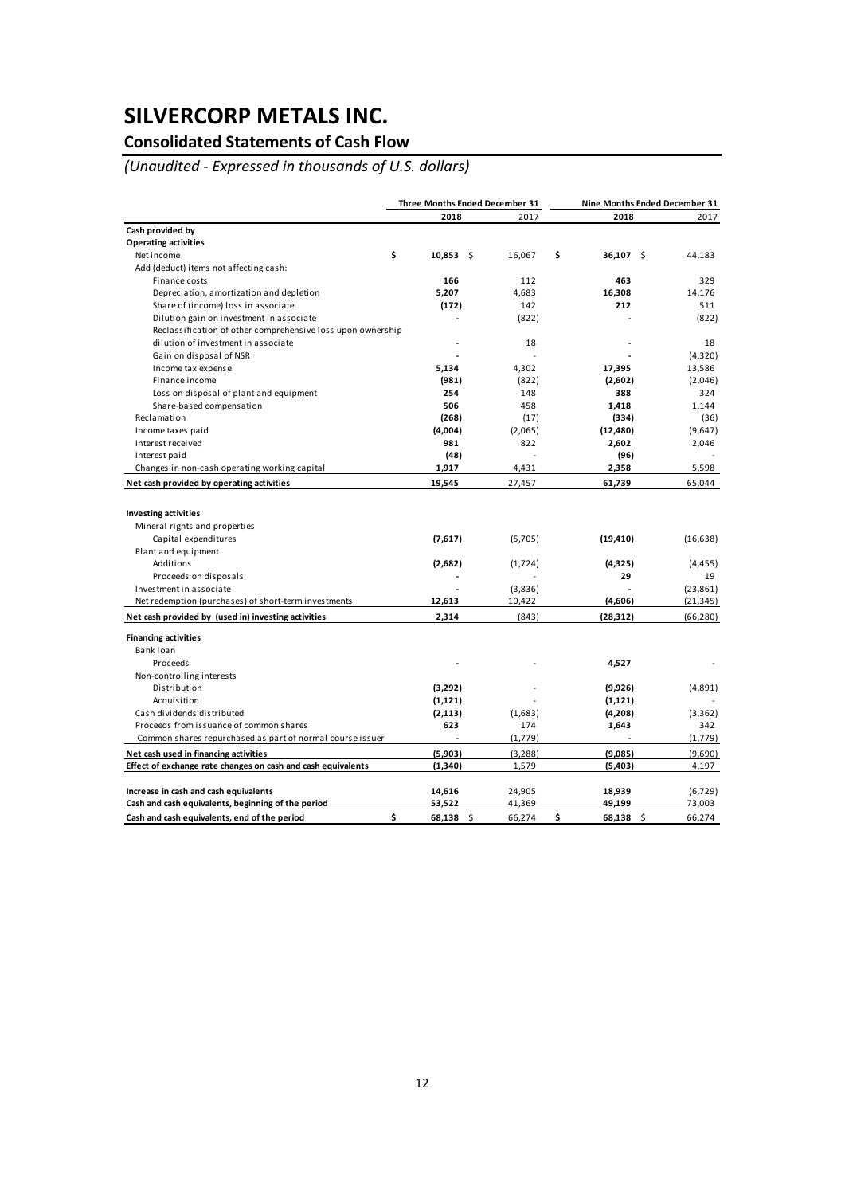# SILVERCORP METALS INC.

## Consolidated Statements of Cash Flow

*(Unaudited - Expressed in thousands of U.S. dollars)*

| | Three Months Ended December 31 | | Nine Months Ended December 31 | |
|---|---|---|---|---|
| | **2018** | 2017 | **2018** | 2017 |
| **Cash provided by** | | | | |
| **Operating activities** | | | | |
| Net income | **$ 10,853** | $ 16,067 | **$ 36,107** | $ 44,183 |
| Add (deduct) items not affecting cash: | | | | |
| Finance costs | **166** | 112 | **463** | 329 |
| Depreciation, amortization and depletion | **5,207** | 4,683 | **16,308** | 14,176 |
| Share of (income) loss in associate | **(172)** | 142 | **212** | 511 |
| Dilution gain on investment in associate | **-** | (822) | **-** | (822) |
| Reclassification of other comprehensive loss upon ownership dilution of investment in associate | **-** | 18 | **-** | 18 |
| Gain on disposal of NSR | **-** | - | **-** | (4,320) |
| Income tax expense | **5,134** | 4,302 | **17,395** | 13,586 |
| Finance income | **(981)** | (822) | **(2,602)** | (2,046) |
| Loss on disposal of plant and equipment | **254** | 148 | **388** | 324 |
| Share-based compensation | **506** | 458 | **1,418** | 1,144 |
| Reclamation | **(268)** | (17) | **(334)** | (36) |
| Income taxes paid | **(4,004)** | (2,065) | **(12,480)** | (9,647) |
| Interest received | **981** | 822 | **2,602** | 2,046 |
| Interest paid | **(48)** | - | **(96)** | - |
| Changes in non-cash operating working capital | **1,917** | 4,431 | **2,358** | 5,598 |
| **Net cash provided by operating activities** | **19,545** | 27,457 | **61,739** | 65,044 |
| | | | | |
| **Investing activities** | | | | |
| Mineral rights and properties | | | | |
| Capital expenditures | **(7,617)** | (5,705) | **(19,410)** | (16,638) |
| Plant and equipment | | | | |
| Additions | **(2,682)** | (1,724) | **(4,325)** | (4,455) |
| Proceeds on disposals | **-** | - | **29** | 19 |
| Investment in associate | **-** | (3,836) | **-** | (23,861) |
| Net redemption (purchases) of short-term investments | **12,613** | 10,422 | **(4,606)** | (21,345) |
| **Net cash provided by (used in) investing activities** | **2,314** | (843) | **(28,312)** | (66,280) |
| | | | | |
| **Financing activities** | | | | |
| Bank loan | | | | |
| Proceeds | **-** | - | **4,527** | - |
| Non-controlling interests | | | | |
| Distribution | **(3,292)** | - | **(9,926)** | (4,891) |
| Acquisition | **(1,121)** | - | **(1,121)** | - |
| Cash dividends distributed | **(2,113)** | (1,683) | **(4,208)** | (3,362) |
| Proceeds from issuance of common shares | **623** | 174 | **1,643** | 342 |
| Common shares repurchased as part of normal course issuer | **-** | (1,779) | **-** | (1,779) |
| **Net cash used in financing activities** | **(5,903)** | (3,288) | **(9,085)** | (9,690) |
| **Effect of exchange rate changes on cash and cash equivalents** | **(1,340)** | 1,579 | **(5,403)** | 4,197 |
| | | | | |
| **Increase in cash and cash equivalents** | **14,616** | 24,905 | **18,939** | (6,729) |
| **Cash and cash equivalents, beginning of the period** | **53,522** | 41,369 | **49,199** | 73,003 |
| **Cash and cash equivalents, end of the period** | **$ 68,138** | $ 66,274 | **$ 68,138** | $ 66,274 |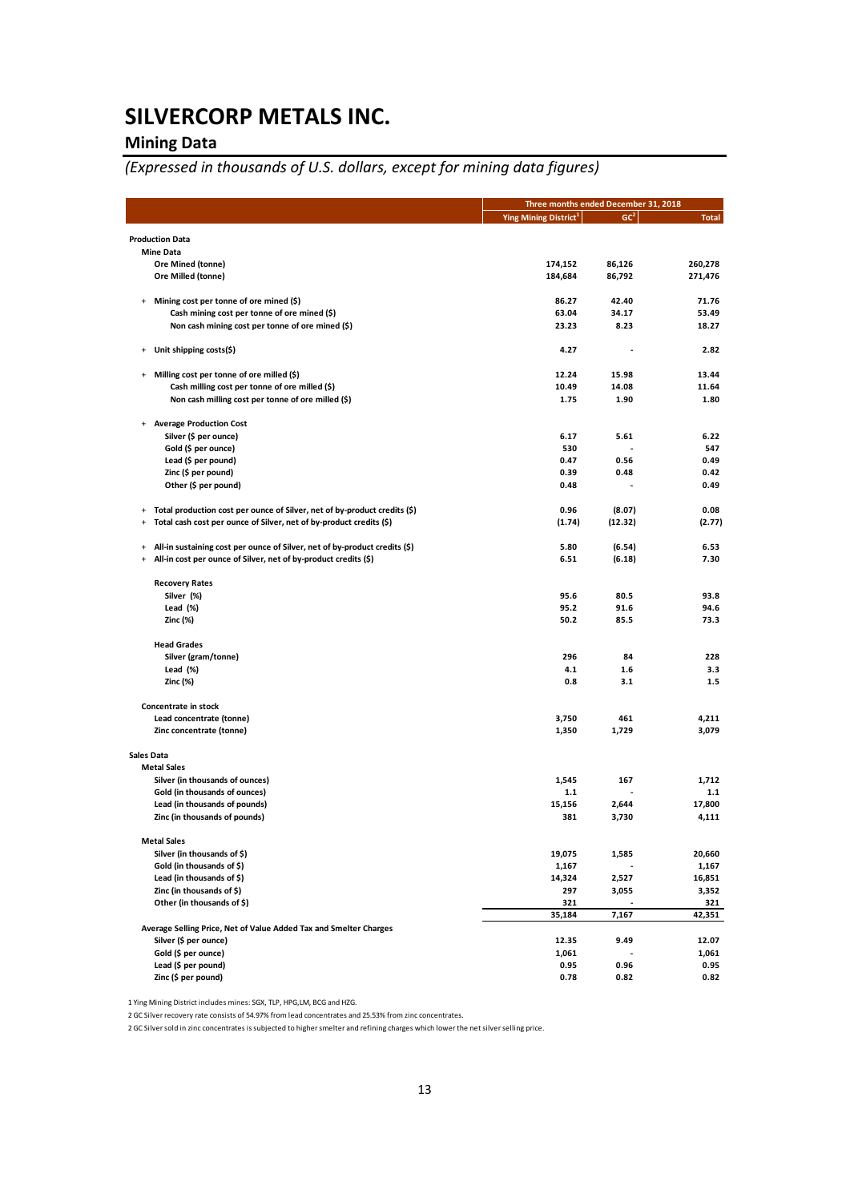# SILVERCORP METALS INC.

## Mining Data

*(Expressed in thousands of U.S. dollars, except for mining data figures)*

| | Three months ended December 31, 2018 | | |
|---|---|---|---|
| | Ying Mining District[1] | GC[2] | Total |
| **Production Data** | | | |
| **Mine Data** | | | |
| Ore Mined (tonne) | 174,152 | 86,126 | 260,278 |
| Ore Milled (tonne) | 184,684 | 86,792 | 271,476 |
| + Mining cost per tonne of ore mined ($) | 86.27 | 42.40 | 71.76 |
| Cash mining cost per tonne of ore mined ($) | 63.04 | 34.17 | 53.49 |
| Non cash mining cost per tonne of ore mined ($) | 23.23 | 8.23 | 18.27 |
| + Unit shipping costs($) | 4.27 | - | 2.82 |
| + Milling cost per tonne of ore milled ($) | 12.24 | 15.98 | 13.44 |
| Cash milling cost per tonne of ore milled ($) | 10.49 | 14.08 | 11.64 |
| Non cash milling cost per tonne of ore milled ($) | 1.75 | 1.90 | 1.80 |
| + Average Production Cost | | | |
| Silver ($ per ounce) | 6.17 | 5.61 | 6.22 |
| Gold ($ per ounce) | 530 | - | 547 |
| Lead ($ per pound) | 0.47 | 0.56 | 0.49 |
| Zinc ($ per pound) | 0.39 | 0.48 | 0.42 |
| Other ($ per pound) | 0.48 | - | 0.49 |
| + Total production cost per ounce of Silver, net of by-product credits ($) | 0.96 | (8.07) | 0.08 |
| + Total cash cost per ounce of Silver, net of by-product credits ($) | (1.74) | (12.32) | (2.77) |
| + All-in sustaining cost per ounce of Silver, net of by-product credits ($) | 5.80 | (6.54) | 6.53 |
| + All-in cost per ounce of Silver, net of by-product credits ($) | 6.51 | (6.18) | 7.30 |
| **Recovery Rates** | | | |
| Silver (%) | 95.6 | 80.5 | 93.8 |
| Lead (%) | 95.2 | 91.6 | 94.6 |
| Zinc (%) | 50.2 | 85.5 | 73.3 |
| **Head Grades** | | | |
| Silver (gram/tonne) | 296 | 84 | 228 |
| Lead (%) | 4.1 | 1.6 | 3.3 |
| Zinc (%) | 0.8 | 3.1 | 1.5 |
| **Concentrate in stock** | | | |
| Lead concentrate (tonne) | 3,750 | 461 | 4,211 |
| Zinc concentrate (tonne) | 1,350 | 1,729 | 3,079 |
| **Sales Data** | | | |
| **Metal Sales** | | | |
| Silver (in thousands of ounces) | 1,545 | 167 | 1,712 |
| Gold (in thousands of ounces) | 1.1 | - | 1.1 |
| Lead (in thousands of pounds) | 15,156 | 2,644 | 17,800 |
| Zinc (in thousands of pounds) | 381 | 3,730 | 4,111 |
| **Metal Sales** | | | |
| Silver (in thousands of $) | 19,075 | 1,585 | 20,660 |
| Gold (in thousands of $) | 1,167 | - | 1,167 |
| Lead (in thousands of $) | 14,324 | 2,527 | 16,851 |
| Zinc (in thousands of $) | 297 | 3,055 | 3,352 |
| Other (in thousands of $) | 321 | - | 321 |
| | 35,184 | 7,167 | 42,351 |
| **Average Selling Price, Net of Value Added Tax and Smelter Charges** | | | |
| Silver ($ per ounce) | 12.35 | 9.49 | 12.07 |
| Gold ($ per ounce) | 1,061 | - | 1,061 |
| Lead ($ per pound) | 0.95 | 0.96 | 0.95 |
| Zinc ($ per pound) | 0.78 | 0.82 | 0.82 |

1 Ying Mining District includes mines: SGX, TLP, HPG,LM, BCG and HZG.

2 GC Silver recovery rate consists of 54.97% from lead concentrates and 25.53% from zinc concentrates.

2 GC Silver sold in zinc concentrates is subjected to higher smelter and refining charges which lower the net silver selling price.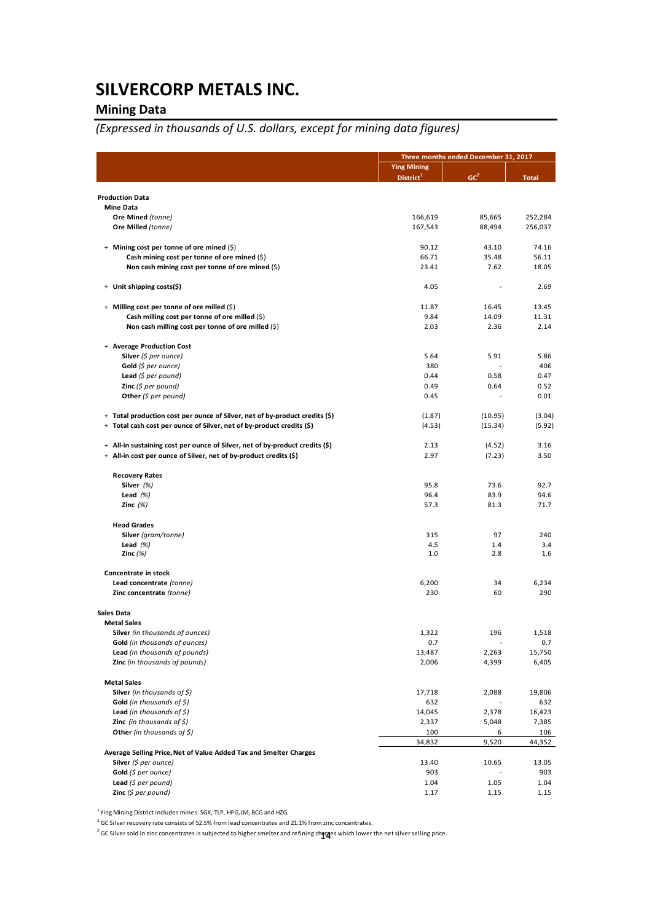# SILVERCORP METALS INC.

## Mining Data

*(Expressed in thousands of U.S. dollars, except for mining data figures)*

| | Three months ended December 31, 2017 | | |
|---|---|---|---|
| | Ying Mining District[1] | GC[2] | Total |
| **Production Data** | | | |
| **Mine Data** | | | |
| **Ore Mined** *(tonne)* | 166,619 | 85,665 | 252,284 |
| **Ore Milled** *(tonne)* | 167,543 | 88,494 | 256,037 |
| + **Mining cost per tonne of ore mined** ($) | 90.12 | 43.10 | 74.16 |
| **Cash mining cost per tonne of ore mined** ($) | 66.71 | 35.48 | 56.11 |
| **Non cash mining cost per tonne of ore mined** ($) | 23.41 | 7.62 | 18.05 |
| + **Unit shipping costs($)** | 4.05 | - | 2.69 |
| + **Milling cost per tonne of ore milled** ($) | 11.87 | 16.45 | 13.45 |
| **Cash milling cost per tonne of ore milled** ($) | 9.84 | 14.09 | 11.31 |
| **Non cash milling cost per tonne of ore milled** ($) | 2.03 | 2.36 | 2.14 |
| + **Average Production Cost** | | | |
| **Silver** *($ per ounce)* | 5.64 | 5.91 | 5.86 |
| **Gold** *($ per ounce)* | 380 | - | 406 |
| **Lead** *($ per pound)* | 0.44 | 0.58 | 0.47 |
| **Zinc** *($ per pound)* | 0.49 | 0.64 | 0.52 |
| **Other** *($ per pound)* | 0.45 | - | 0.01 |
| + **Total production cost per ounce of Silver, net of by-product credits ($)** | (1.87) | (10.95) | (3.04) |
| + **Total cash cost per ounce of Silver, net of by-product credits ($)** | (4.53) | (15.34) | (5.92) |
| + **All-in sustaining cost per ounce of Silver, net of by-product credits ($)** | 2.13 | (4.52) | 3.16 |
| + **All-in cost per ounce of Silver, net of by-product credits ($)** | 2.97 | (7.23) | 3.50 |
| **Recovery Rates** | | | |
| **Silver** *(%)* | 95.8 | 73.6 | 92.7 |
| **Lead** *(%)* | 96.4 | 83.9 | 94.6 |
| **Zinc** *(%)* | 57.3 | 81.3 | 71.7 |
| **Head Grades** | | | |
| **Silver** *(gram/tonne)* | 315 | 97 | 240 |
| **Lead** *(%)* | 4.5 | 1.4 | 3.4 |
| **Zinc** *(%)* | 1.0 | 2.8 | 1.6 |
| **Concentrate in stock** | | | |
| **Lead concentrate** *(tonne)* | 6,200 | 34 | 6,234 |
| **Zinc concentrate** *(tonne)* | 230 | 60 | 290 |
| **Sales Data** | | | |
| **Metal Sales** | | | |
| **Silver** *(in thousands of ounces)* | 1,322 | 196 | 1,518 |
| **Gold** *(in thousands of ounces)* | 0.7 | - | 0.7 |
| **Lead** *(in thousands of pounds)* | 13,487 | 2,263 | 15,750 |
| **Zinc** *(in thousands of pounds)* | 2,006 | 4,399 | 6,405 |
| **Metal Sales** | | | |
| **Silver** *(in thousands of $)* | 17,718 | 2,088 | 19,806 |
| **Gold** *(in thousands of $)* | 632 | - | 632 |
| **Lead** *(in thousands of $)* | 14,045 | 2,378 | 16,423 |
| **Zinc** *(in thousands of $)* | 2,337 | 5,048 | 7,385 |
| **Other** *(in thousands of $)* | 100 | 6 | 106 |
| | 34,832 | 9,520 | 44,352 |
| **Average Selling Price, Net of Value Added Tax and Smelter Charges** | | | |
| **Silver** *($ per ounce)* | 13.40 | 10.65 | 13.05 |
| **Gold** *($ per ounce)* | 903 | - | 903 |
| **Lead** *($ per pound)* | 1.04 | 1.05 | 1.04 |
| **Zinc** *($ per pound)* | 1.17 | 1.15 | 1.15 |

[1] Ying Mining District includes mines: SGX, TLP, HPG,LM, BCG and HZG.

[2] GC Silver recovery rate consists of 52.5% from lead concentrates and 21.1% from zinc concentrates.

[2] GC Silver sold in zinc concentrates is subjected to higher smelter and refining charges which lower the net silver selling price.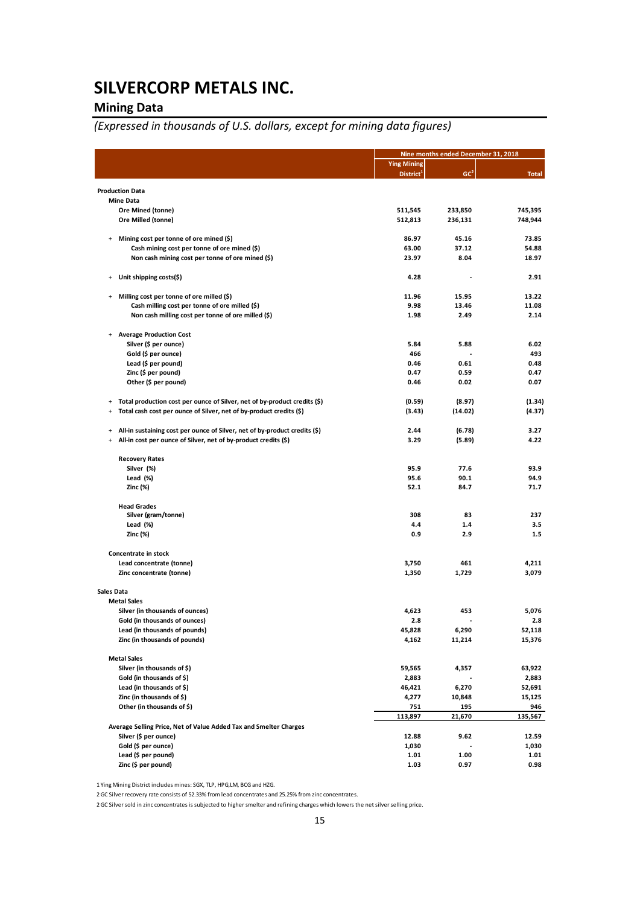# SILVERCORP METALS INC.

## Mining Data

*(Expressed in thousands of U.S. dollars, except for mining data figures)*

| | Nine months ended December 31, 2018 | | |
|---|---|---|---|
| | Ying Mining District[1] | GC[2] | Total |
| **Production Data** | | | |
| **Mine Data** | | | |
| Ore Mined (tonne) | 511,545 | 233,850 | 745,395 |
| Ore Milled (tonne) | 512,813 | 236,131 | 748,944 |
| + Mining cost per tonne of ore mined ($) | 86.97 | 45.16 | 73.85 |
| Cash mining cost per tonne of ore mined ($) | 63.00 | 37.12 | 54.88 |
| Non cash mining cost per tonne of ore mined ($) | 23.97 | 8.04 | 18.97 |
| + Unit shipping costs($) | 4.28 | - | 2.91 |
| + Milling cost per tonne of ore milled ($) | 11.96 | 15.95 | 13.22 |
| Cash milling cost per tonne of ore milled ($) | 9.98 | 13.46 | 11.08 |
| Non cash milling cost per tonne of ore milled ($) | 1.98 | 2.49 | 2.14 |
| + Average Production Cost | | | |
| Silver ($ per ounce) | 5.84 | 5.88 | 6.02 |
| Gold ($ per ounce) | 466 | - | 493 |
| Lead ($ per pound) | 0.46 | 0.61 | 0.48 |
| Zinc ($ per pound) | 0.47 | 0.59 | 0.47 |
| Other ($ per pound) | 0.46 | 0.02 | 0.07 |
| + Total production cost per ounce of Silver, net of by-product credits ($) | (0.59) | (8.97) | (1.34) |
| + Total cash cost per ounce of Silver, net of by-product credits ($) | (3.43) | (14.02) | (4.37) |
| + All-in sustaining cost per ounce of Silver, net of by-product credits ($) | 2.44 | (6.78) | 3.27 |
| + All-in cost per ounce of Silver, net of by-product credits ($) | 3.29 | (5.89) | 4.22 |
| **Recovery Rates** | | | |
| Silver (%) | 95.9 | 77.6 | 93.9 |
| Lead (%) | 95.6 | 90.1 | 94.9 |
| Zinc (%) | 52.1 | 84.7 | 71.7 |
| **Head Grades** | | | |
| Silver (gram/tonne) | 308 | 83 | 237 |
| Lead (%) | 4.4 | 1.4 | 3.5 |
| Zinc (%) | 0.9 | 2.9 | 1.5 |
| **Concentrate in stock** | | | |
| Lead concentrate (tonne) | 3,750 | 461 | 4,211 |
| Zinc concentrate (tonne) | 1,350 | 1,729 | 3,079 |
| **Sales Data** | | | |
| **Metal Sales** | | | |
| Silver (in thousands of ounces) | 4,623 | 453 | 5,076 |
| Gold (in thousands of ounces) | 2.8 | - | 2.8 |
| Lead (in thousands of pounds) | 45,828 | 6,290 | 52,118 |
| Zinc (in thousands of pounds) | 4,162 | 11,214 | 15,376 |
| **Metal Sales** | | | |
| Silver (in thousands of $) | 59,565 | 4,357 | 63,922 |
| Gold (in thousands of $) | 2,883 | - | 2,883 |
| Lead (in thousands of $) | 46,421 | 6,270 | 52,691 |
| Zinc (in thousands of $) | 4,277 | 10,848 | 15,125 |
| Other (in thousands of $) | 751 | 195 | 946 |
| | 113,897 | 21,670 | 135,567 |
| **Average Selling Price, Net of Value Added Tax and Smelter Charges** | | | |
| Silver ($ per ounce) | 12.88 | 9.62 | 12.59 |
| Gold ($ per ounce) | 1,030 | - | 1,030 |
| Lead ($ per pound) | 1.01 | 1.00 | 1.01 |
| Zinc ($ per pound) | 1.03 | 0.97 | 0.98 |

1 Ying Mining District includes mines: SGX, TLP, HPG,LM, BCG and HZG.

2 GC Silver recovery rate consists of 52.33% from lead concentrates and 25.25% from zinc concentrates.

2 GC Silver sold in zinc concentrates is subjected to higher smelter and refining charges which lowers the net silver selling price.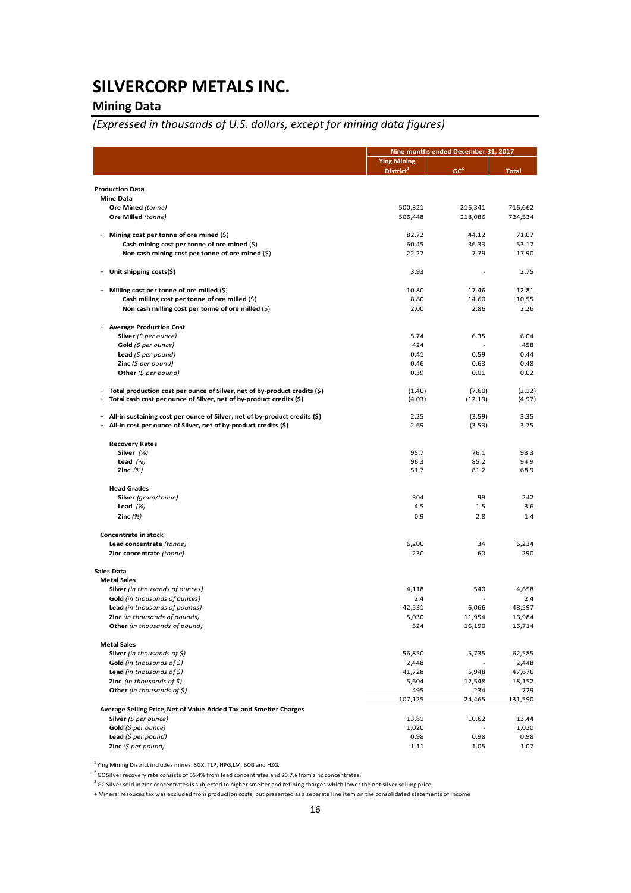# SILVERCORP METALS INC.

## Mining Data

*(Expressed in thousands of U.S. dollars, except for mining data figures)*

| | Nine months ended December 31, 2017 | | |
|---|---|---|---|
| | Ying Mining District[1] | GC[2] | Total |
| **Production Data** | | | |
| **Mine Data** | | | |
| **Ore Mined** *(tonne)* | 500,321 | 216,341 | 716,662 |
| **Ore Milled** *(tonne)* | 506,448 | 218,086 | 724,534 |
| + **Mining cost per tonne of ore mined** ($) | 82.72 | 44.12 | 71.07 |
| **Cash mining cost per tonne of ore mined** ($) | 60.45 | 36.33 | 53.17 |
| **Non cash mining cost per tonne of ore mined** ($) | 22.27 | 7.79 | 17.90 |
| + **Unit shipping costs($)** | 3.93 | - | 2.75 |
| + **Milling cost per tonne of ore milled** ($) | 10.80 | 17.46 | 12.81 |
| **Cash milling cost per tonne of ore milled** ($) | 8.80 | 14.60 | 10.55 |
| **Non cash milling cost per tonne of ore milled** ($) | 2.00 | 2.86 | 2.26 |
| + **Average Production Cost** | | | |
| **Silver** *($ per ounce)* | 5.74 | 6.35 | 6.04 |
| **Gold** *($ per ounce)* | 424 | - | 458 |
| **Lead** *($ per pound)* | 0.41 | 0.59 | 0.44 |
| **Zinc** *($ per pound)* | 0.46 | 0.63 | 0.48 |
| **Other** *($ per pound)* | 0.39 | 0.01 | 0.02 |
| + **Total production cost per ounce of Silver, net of by-product credits ($)** | (1.40) | (7.60) | (2.12) |
| + **Total cash cost per ounce of Silver, net of by-product credits ($)** | (4.03) | (12.19) | (4.97) |
| + **All-in sustaining cost per ounce of Silver, net of by-product credits ($)** | 2.25 | (3.59) | 3.35 |
| + **All-in cost per ounce of Silver, net of by-product credits ($)** | 2.69 | (3.53) | 3.75 |
| **Recovery Rates** | | | |
| **Silver** *(%)* | 95.7 | 76.1 | 93.3 |
| **Lead** *(%)* | 96.3 | 85.2 | 94.9 |
| **Zinc** *(%)* | 51.7 | 81.2 | 68.9 |
| **Head Grades** | | | |
| **Silver** *(gram/tonne)* | 304 | 99 | 242 |
| **Lead** *(%)* | 4.5 | 1.5 | 3.6 |
| **Zinc** *(%)* | 0.9 | 2.8 | 1.4 |
| **Concentrate in stock** | | | |
| **Lead concentrate** *(tonne)* | 6,200 | 34 | 6,234 |
| **Zinc concentrate** *(tonne)* | 230 | 60 | 290 |
| **Sales Data** | | | |
| **Metal Sales** | | | |
| **Silver** *(in thousands of ounces)* | 4,118 | 540 | 4,658 |
| **Gold** *(in thousands of ounces)* | 2.4 | - | 2.4 |
| **Lead** *(in thousands of pounds)* | 42,531 | 6,066 | 48,597 |
| **Zinc** *(in thousands of pounds)* | 5,030 | 11,954 | 16,984 |
| **Other** *(in thousands of pound)* | 524 | 16,190 | 16,714 |
| **Metal Sales** | | | |
| **Silver** *(in thousands of $)* | 56,850 | 5,735 | 62,585 |
| **Gold** *(in thousands of $)* | 2,448 | - | 2,448 |
| **Lead** *(in thousands of $)* | 41,728 | 5,948 | 47,676 |
| **Zinc** *(in thousands of $)* | 5,604 | 12,548 | 18,152 |
| **Other** *(in thousands of $)* | 495 | 234 | 729 |
| | 107,125 | 24,465 | 131,590 |
| **Average Selling Price, Net of Value Added Tax and Smelter Charges** | | | |
| **Silver** *($ per ounce)* | 13.81 | 10.62 | 13.44 |
| **Gold** *($ per ounce)* | 1,020 | - | 1,020 |
| **Lead** *($ per pound)* | 0.98 | 0.98 | 0.98 |
| **Zinc** *($ per pound)* | 1.11 | 1.05 | 1.07 |

[1] Ying Mining District includes mines: SGX, TLP, HPG,LM, BCG and HZG.

[2] GC Silver recovery rate consists of 55.4% from lead concentrates and 20.7% from zinc concentrates.

[2] GC Silver sold in zinc concentrates is subjected to higher smelter and refining charges which lower the net silver selling price.

+ Mineral resouces tax was excluded from production costs, but presented as a separate line item on the consolidated statements of income